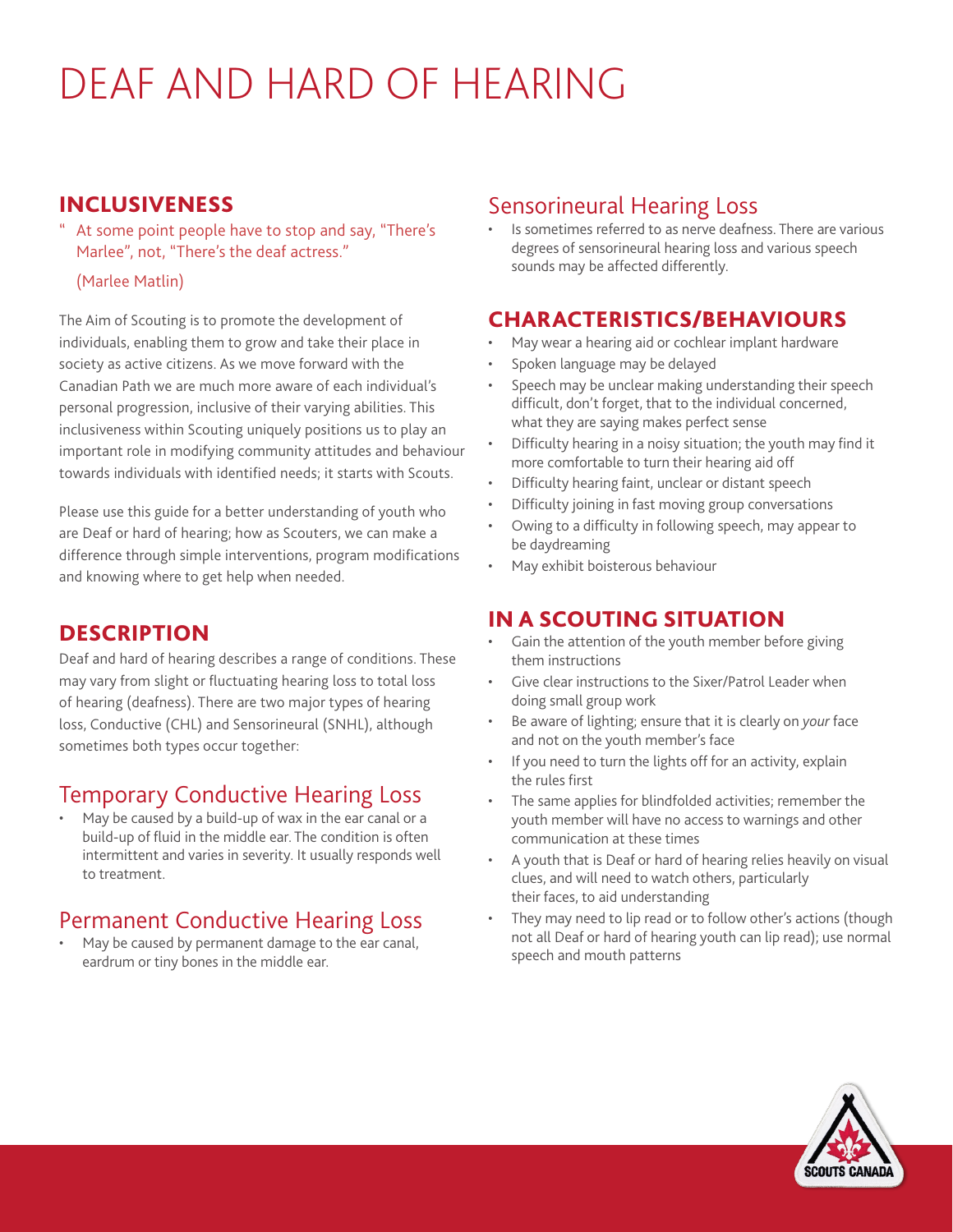# DEAF AND HARD OF HEARING

## INCLUSIVENESS

> "At some point people have to stop and say, "There's Marlee", not, "There's the deaf actress."
>
> (Marlee Matlin)

The Aim of Scouting is to promote the development of individuals, enabling them to grow and take their place in society as active citizens. As we move forward with the Canadian Path we are much more aware of each individual's personal progression, inclusive of their varying abilities. This inclusiveness within Scouting uniquely positions us to play an important role in modifying community attitudes and behaviour towards individuals with identified needs; it starts with Scouts.

Please use this guide for a better understanding of youth who are Deaf or hard of hearing; how as Scouters, we can make a difference through simple interventions, program modifications and knowing where to get help when needed.

## DESCRIPTION

Deaf and hard of hearing describes a range of conditions. These may vary from slight or fluctuating hearing loss to total loss of hearing (deafness). There are two major types of hearing loss, Conductive (CHL) and Sensorineural (SNHL), although sometimes both types occur together:

### Temporary Conductive Hearing Loss

- May be caused by a build-up of wax in the ear canal or a build-up of fluid in the middle ear. The condition is often intermittent and varies in severity. It usually responds well to treatment.

### Permanent Conductive Hearing Loss

- May be caused by permanent damage to the ear canal, eardrum or tiny bones in the middle ear.

### Sensorineural Hearing Loss

- Is sometimes referred to as nerve deafness. There are various degrees of sensorineural hearing loss and various speech sounds may be affected differently.

## CHARACTERISTICS/BEHAVIOURS

- May wear a hearing aid or cochlear implant hardware
- Spoken language may be delayed
- Speech may be unclear making understanding their speech difficult, don't forget, that to the individual concerned, what they are saying makes perfect sense
- Difficulty hearing in a noisy situation; the youth may find it more comfortable to turn their hearing aid off
- Difficulty hearing faint, unclear or distant speech
- Difficulty joining in fast moving group conversations
- Owing to a difficulty in following speech, may appear to be daydreaming
- May exhibit boisterous behaviour

## IN A SCOUTING SITUATION

- Gain the attention of the youth member before giving them instructions
- Give clear instructions to the Sixer/Patrol Leader when doing small group work
- Be aware of lighting; ensure that it is clearly on *your* face and not on the youth member's face
- If you need to turn the lights off for an activity, explain the rules first
- The same applies for blindfolded activities; remember the youth member will have no access to warnings and other communication at these times
- A youth that is Deaf or hard of hearing relies heavily on visual clues, and will need to watch others, particularly their faces, to aid understanding
- They may need to lip read or to follow other's actions (though not all Deaf or hard of hearing youth can lip read); use normal speech and mouth patterns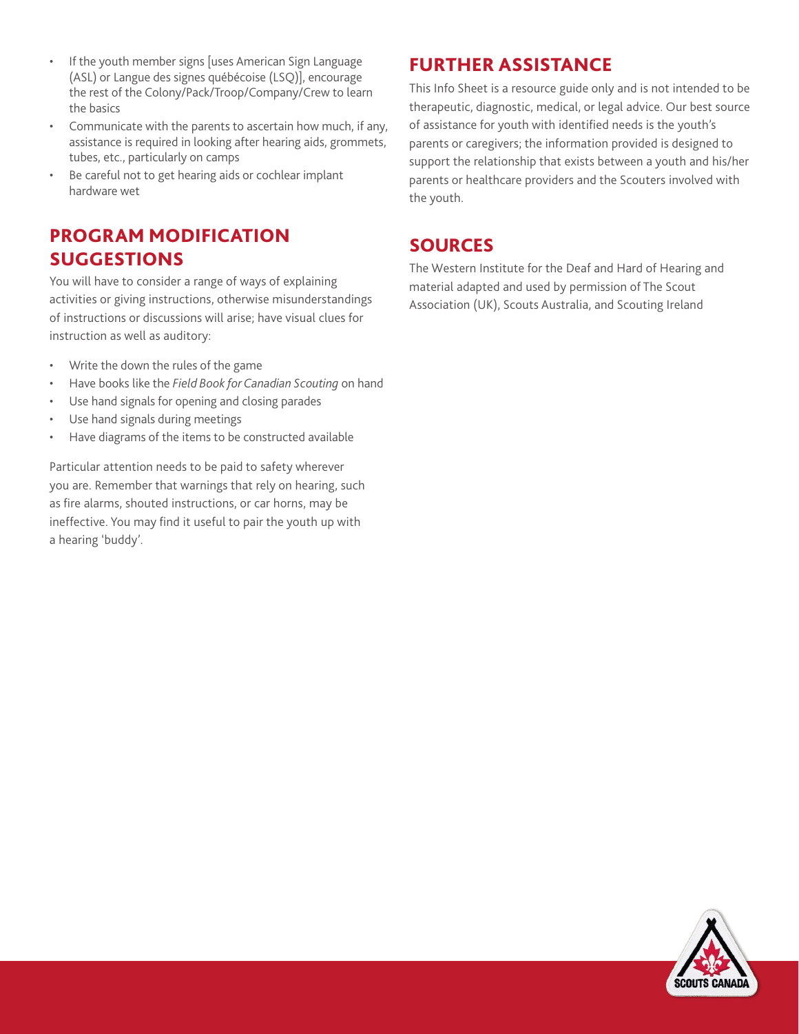- If the youth member signs [uses American Sign Language (ASL) or Langue des signes québécoise (LSQ)], encourage the rest of the Colony/Pack/Troop/Company/Crew to learn the basics
- Communicate with the parents to ascertain how much, if any, assistance is required in looking after hearing aids, grommets, tubes, etc., particularly on camps
- Be careful not to get hearing aids or cochlear implant hardware wet

## PROGRAM MODIFICATION SUGGESTIONS

You will have to consider a range of ways of explaining activities or giving instructions, otherwise misunderstandings of instructions or discussions will arise; have visual clues for instruction as well as auditory:

- Write the down the rules of the game
- Have books like the *Field Book for Canadian Scouting* on hand
- Use hand signals for opening and closing parades
- Use hand signals during meetings
- Have diagrams of the items to be constructed available

Particular attention needs to be paid to safety wherever you are. Remember that warnings that rely on hearing, such as fire alarms, shouted instructions, or car horns, may be ineffective. You may find it useful to pair the youth up with a hearing 'buddy'.

## FURTHER ASSISTANCE

This Info Sheet is a resource guide only and is not intended to be therapeutic, diagnostic, medical, or legal advice. Our best source of assistance for youth with identified needs is the youth's parents or caregivers; the information provided is designed to support the relationship that exists between a youth and his/her parents or healthcare providers and the Scouters involved with the youth.

## SOURCES

The Western Institute for the Deaf and Hard of Hearing and material adapted and used by permission of The Scout Association (UK), Scouts Australia, and Scouting Ireland